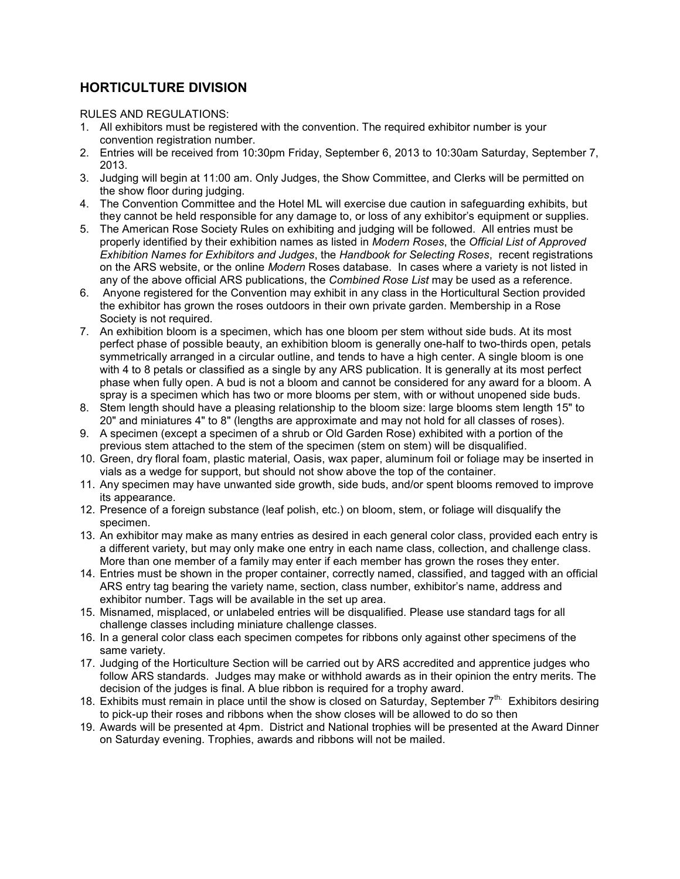## HORTICULTURE DIVISION

RULES AND REGULATIONS:

1. All exhibitors must be registered with the convention. The required exhibitor number is your convention registration number.
2. Entries will be received from 10:30pm Friday, September 6, 2013 to 10:30am Saturday, September 7, 2013.
3. Judging will begin at 11:00 am. Only Judges, the Show Committee, and Clerks will be permitted on the show floor during judging.
4. The Convention Committee and the Hotel ML will exercise due caution in safeguarding exhibits, but they cannot be held responsible for any damage to, or loss of any exhibitor's equipment or supplies.
5. The American Rose Society Rules on exhibiting and judging will be followed. All entries must be properly identified by their exhibition names as listed in *Modern Roses*, the *Official List of Approved Exhibition Names for Exhibitors and Judges*, the *Handbook for Selecting Roses*, recent registrations on the ARS website, or the online *Modern* Roses database. In cases where a variety is not listed in any of the above official ARS publications, the *Combined Rose List* may be used as a reference.
6. Anyone registered for the Convention may exhibit in any class in the Horticultural Section provided the exhibitor has grown the roses outdoors in their own private garden. Membership in a Rose Society is not required.
7. An exhibition bloom is a specimen, which has one bloom per stem without side buds. At its most perfect phase of possible beauty, an exhibition bloom is generally one-half to two-thirds open, petals symmetrically arranged in a circular outline, and tends to have a high center. A single bloom is one with 4 to 8 petals or classified as a single by any ARS publication. It is generally at its most perfect phase when fully open. A bud is not a bloom and cannot be considered for any award for a bloom. A spray is a specimen which has two or more blooms per stem, with or without unopened side buds.
8. Stem length should have a pleasing relationship to the bloom size: large blooms stem length 15" to 20" and miniatures 4" to 8" (lengths are approximate and may not hold for all classes of roses).
9. A specimen (except a specimen of a shrub or Old Garden Rose) exhibited with a portion of the previous stem attached to the stem of the specimen (stem on stem) will be disqualified.
10. Green, dry floral foam, plastic material, Oasis, wax paper, aluminum foil or foliage may be inserted in vials as a wedge for support, but should not show above the top of the container.
11. Any specimen may have unwanted side growth, side buds, and/or spent blooms removed to improve its appearance.
12. Presence of a foreign substance (leaf polish, etc.) on bloom, stem, or foliage will disqualify the specimen.
13. An exhibitor may make as many entries as desired in each general color class, provided each entry is a different variety, but may only make one entry in each name class, collection, and challenge class. More than one member of a family may enter if each member has grown the roses they enter.
14. Entries must be shown in the proper container, correctly named, classified, and tagged with an official ARS entry tag bearing the variety name, section, class number, exhibitor's name, address and exhibitor number. Tags will be available in the set up area.
15. Misnamed, misplaced, or unlabeled entries will be disqualified. Please use standard tags for all challenge classes including miniature challenge classes.
16. In a general color class each specimen competes for ribbons only against other specimens of the same variety.
17. Judging of the Horticulture Section will be carried out by ARS accredited and apprentice judges who follow ARS standards. Judges may make or withhold awards as in their opinion the entry merits. The decision of the judges is final. A blue ribbon is required for a trophy award.
18. Exhibits must remain in place until the show is closed on Saturday, September 7th. Exhibitors desiring to pick-up their roses and ribbons when the show closes will be allowed to do so then
19. Awards will be presented at 4pm. District and National trophies will be presented at the Award Dinner on Saturday evening. Trophies, awards and ribbons will not be mailed.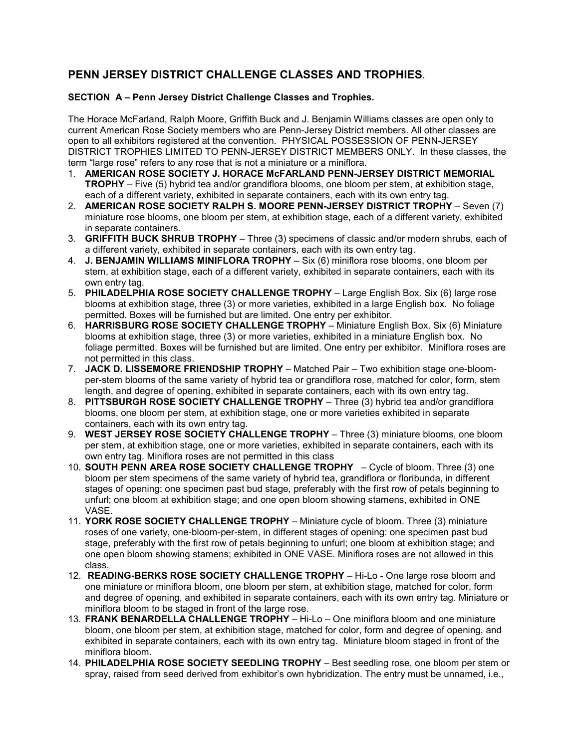## PENN JERSEY DISTRICT CHALLENGE CLASSES AND TROPHIES.

### SECTION A – Penn Jersey District Challenge Classes and Trophies.

The Horace McFarland, Ralph Moore, Griffith Buck and J. Benjamin Williams classes are open only to current American Rose Society members who are Penn-Jersey District members. All other classes are open to all exhibitors registered at the convention. PHYSICAL POSSESSION OF PENN-JERSEY DISTRICT TROPHIES LIMITED TO PENN-JERSEY DISTRICT MEMBERS ONLY. In these classes, the term "large rose" refers to any rose that is not a miniature or a miniflora.

1. **AMERICAN ROSE SOCIETY J. HORACE McFARLAND PENN-JERSEY DISTRICT MEMORIAL TROPHY** – Five (5) hybrid tea and/or grandiflora blooms, one bloom per stem, at exhibition stage, each of a different variety, exhibited in separate containers, each with its own entry tag.
2. **AMERICAN ROSE SOCIETY RALPH S. MOORE PENN-JERSEY DISTRICT TROPHY** – Seven (7) miniature rose blooms, one bloom per stem, at exhibition stage, each of a different variety, exhibited in separate containers.
3. **GRIFFITH BUCK SHRUB TROPHY** – Three (3) specimens of classic and/or modern shrubs, each of a different variety, exhibited in separate containers, each with its own entry tag.
4. **J. BENJAMIN WILLIAMS MINIFLORA TROPHY** – Six (6) miniflora rose blooms, one bloom per stem, at exhibition stage, each of a different variety, exhibited in separate containers, each with its own entry tag.
5. **PHILADELPHIA ROSE SOCIETY CHALLENGE TROPHY** – Large English Box. Six (6) large rose blooms at exhibition stage, three (3) or more varieties, exhibited in a large English box. No foliage permitted. Boxes will be furnished but are limited. One entry per exhibitor.
6. **HARRISBURG ROSE SOCIETY CHALLENGE TROPHY** – Miniature English Box. Six (6) Miniature blooms at exhibition stage, three (3) or more varieties, exhibited in a miniature English box. No foliage permitted. Boxes will be furnished but are limited. One entry per exhibitor. Miniflora roses are not permitted in this class.
7. **JACK D. LISSEMORE FRIENDSHIP TROPHY** – Matched Pair – Two exhibition stage one-bloom-per-stem blooms of the same variety of hybrid tea or grandiflora rose, matched for color, form, stem length, and degree of opening, exhibited in separate containers, each with its own entry tag.
8. **PITTSBURGH ROSE SOCIETY CHALLENGE TROPHY** – Three (3) hybrid tea and/or grandiflora blooms, one bloom per stem, at exhibition stage, one or more varieties exhibited in separate containers, each with its own entry tag.
9. **WEST JERSEY ROSE SOCIETY CHALLENGE TROPHY** – Three (3) miniature blooms, one bloom per stem, at exhibition stage, one or more varieties, exhibited in separate containers, each with its own entry tag. Miniflora roses are not permitted in this class
10. **SOUTH PENN AREA ROSE SOCIETY CHALLENGE TROPHY** – Cycle of bloom. Three (3) one bloom per stem specimens of the same variety of hybrid tea, grandiflora or floribunda, in different stages of opening: one specimen past bud stage, preferably with the first row of petals beginning to unfurl; one bloom at exhibition stage; and one open bloom showing stamens, exhibited in ONE VASE.
11. **YORK ROSE SOCIETY CHALLENGE TROPHY** – Miniature cycle of bloom. Three (3) miniature roses of one variety, one-bloom-per-stem, in different stages of opening: one specimen past bud stage, preferably with the first row of petals beginning to unfurl; one bloom at exhibition stage; and one open bloom showing stamens; exhibited in ONE VASE. Miniflora roses are not allowed in this class.
12. **READING-BERKS ROSE SOCIETY CHALLENGE TROPHY** – Hi-Lo - One large rose bloom and one miniature or miniflora bloom, one bloom per stem, at exhibition stage, matched for color, form and degree of opening, and exhibited in separate containers, each with its own entry tag. Miniature or miniflora bloom to be staged in front of the large rose.
13. **FRANK BENARDELLA CHALLENGE TROPHY** – Hi-Lo – One miniflora bloom and one miniature bloom, one bloom per stem, at exhibition stage, matched for color, form and degree of opening, and exhibited in separate containers, each with its own entry tag. Miniature bloom staged in front of the miniflora bloom.
14. **PHILADELPHIA ROSE SOCIETY SEEDLING TROPHY** – Best seedling rose, one bloom per stem or spray, raised from seed derived from exhibitor's own hybridization. The entry must be unnamed, i.e.,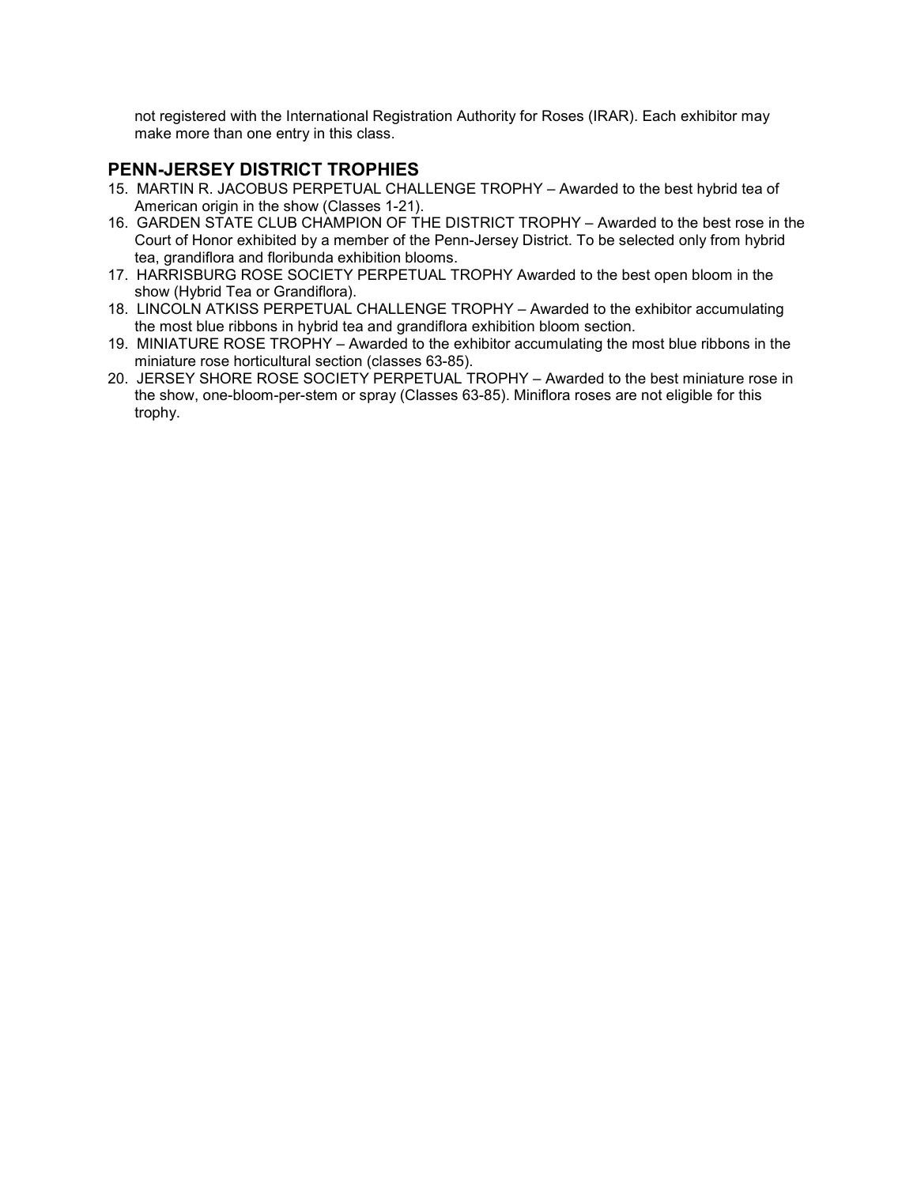not registered with the International Registration Authority for Roses (IRAR). Each exhibitor may make more than one entry in this class.

## PENN-JERSEY DISTRICT TROPHIES

15. MARTIN R. JACOBUS PERPETUAL CHALLENGE TROPHY – Awarded to the best hybrid tea of American origin in the show (Classes 1-21).
16. GARDEN STATE CLUB CHAMPION OF THE DISTRICT TROPHY – Awarded to the best rose in the Court of Honor exhibited by a member of the Penn-Jersey District. To be selected only from hybrid tea, grandiflora and floribunda exhibition blooms.
17. HARRISBURG ROSE SOCIETY PERPETUAL TROPHY Awarded to the best open bloom in the show (Hybrid Tea or Grandiflora).
18. LINCOLN ATKISS PERPETUAL CHALLENGE TROPHY – Awarded to the exhibitor accumulating the most blue ribbons in hybrid tea and grandiflora exhibition bloom section.
19. MINIATURE ROSE TROPHY – Awarded to the exhibitor accumulating the most blue ribbons in the miniature rose horticultural section (classes 63-85).
20. JERSEY SHORE ROSE SOCIETY PERPETUAL TROPHY – Awarded to the best miniature rose in the show, one-bloom-per-stem or spray (Classes 63-85). Miniflora roses are not eligible for this trophy.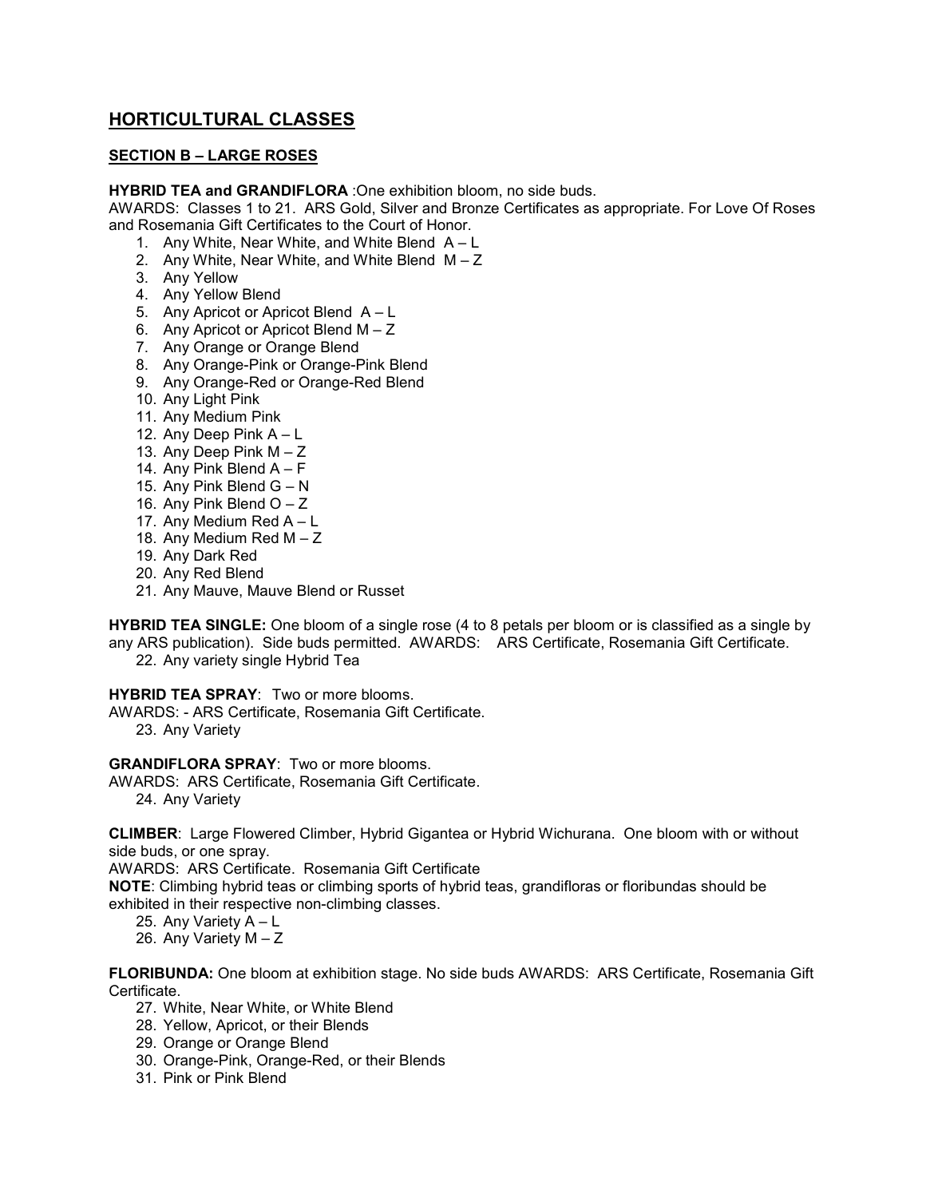## HORTICULTURAL CLASSES

### SECTION B – LARGE ROSES

**HYBRID TEA and GRANDIFLORA** :One exhibition bloom, no side buds.
AWARDS: Classes 1 to 21. ARS Gold, Silver and Bronze Certificates as appropriate. For Love Of Roses and Rosemania Gift Certificates to the Court of Honor.

1. Any White, Near White, and White Blend A – L
2. Any White, Near White, and White Blend M – Z
3. Any Yellow
4. Any Yellow Blend
5. Any Apricot or Apricot Blend A – L
6. Any Apricot or Apricot Blend M – Z
7. Any Orange or Orange Blend
8. Any Orange-Pink or Orange-Pink Blend
9. Any Orange-Red or Orange-Red Blend
10. Any Light Pink
11. Any Medium Pink
12. Any Deep Pink A – L
13. Any Deep Pink M – Z
14. Any Pink Blend A – F
15. Any Pink Blend G – N
16. Any Pink Blend O – Z
17. Any Medium Red A – L
18. Any Medium Red M – Z
19. Any Dark Red
20. Any Red Blend
21. Any Mauve, Mauve Blend or Russet

**HYBRID TEA SINGLE:** One bloom of a single rose (4 to 8 petals per bloom or is classified as a single by any ARS publication). Side buds permitted. AWARDS: ARS Certificate, Rosemania Gift Certificate.

22. Any variety single Hybrid Tea

**HYBRID TEA SPRAY**: Two or more blooms.
AWARDS: - ARS Certificate, Rosemania Gift Certificate.

23. Any Variety

**GRANDIFLORA SPRAY**: Two or more blooms.
AWARDS: ARS Certificate, Rosemania Gift Certificate.

24. Any Variety

**CLIMBER**: Large Flowered Climber, Hybrid Gigantea or Hybrid Wichurana. One bloom with or without side buds, or one spray.
AWARDS: ARS Certificate. Rosemania Gift Certificate
**NOTE**: Climbing hybrid teas or climbing sports of hybrid teas, grandifloras or floribundas should be exhibited in their respective non-climbing classes.

25. Any Variety A – L
26. Any Variety M – Z

**FLORIBUNDA:** One bloom at exhibition stage. No side buds AWARDS: ARS Certificate, Rosemania Gift Certificate.

27. White, Near White, or White Blend
28. Yellow, Apricot, or their Blends
29. Orange or Orange Blend
30. Orange-Pink, Orange-Red, or their Blends
31. Pink or Pink Blend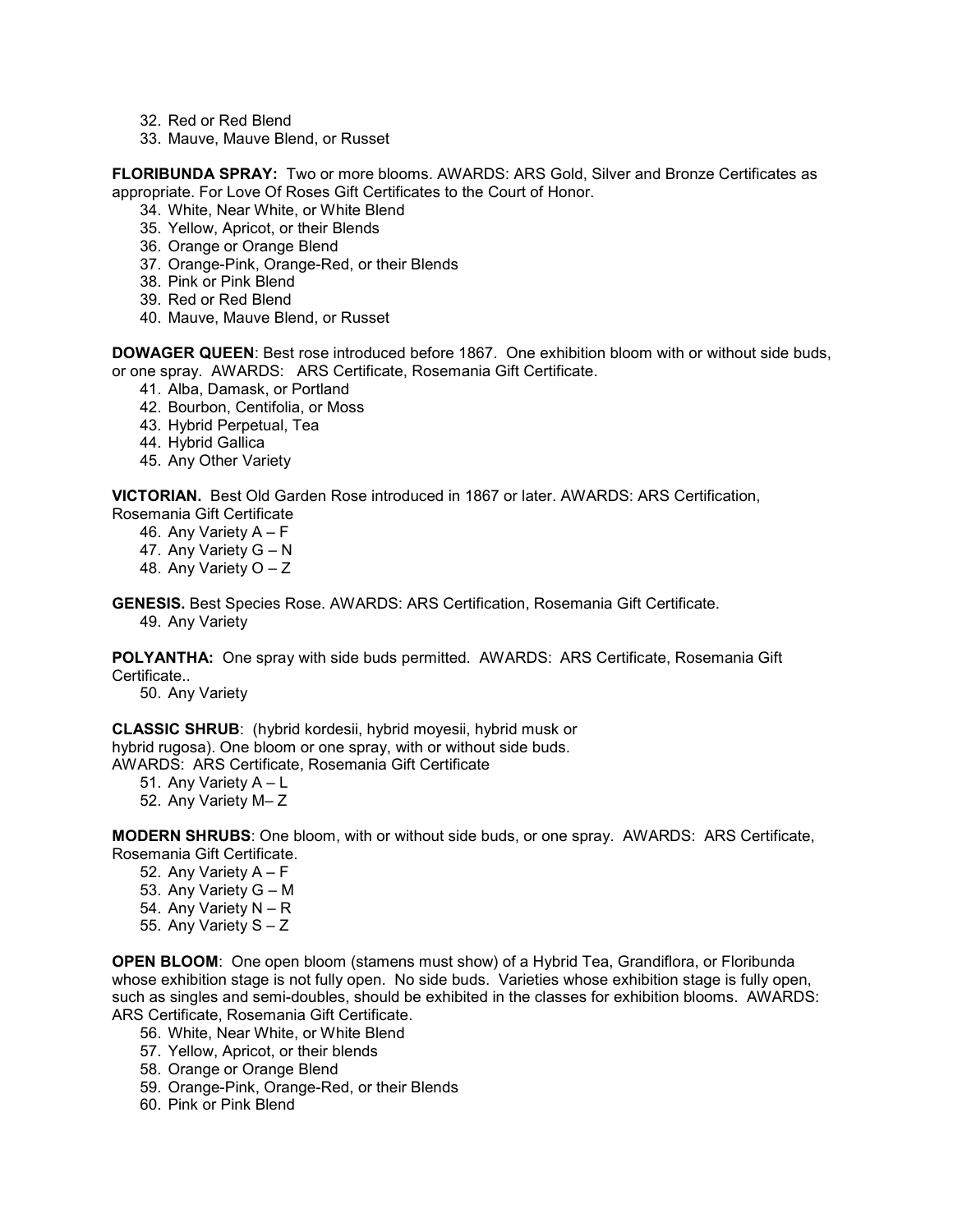32. Red or Red Blend
33. Mauve, Mauve Blend, or Russet

**FLORIBUNDA SPRAY:** Two or more blooms. AWARDS: ARS Gold, Silver and Bronze Certificates as appropriate. For Love Of Roses Gift Certificates to the Court of Honor.

34. White, Near White, or White Blend
35. Yellow, Apricot, or their Blends
36. Orange or Orange Blend
37. Orange-Pink, Orange-Red, or their Blends
38. Pink or Pink Blend
39. Red or Red Blend
40. Mauve, Mauve Blend, or Russet

**DOWAGER QUEEN**: Best rose introduced before 1867. One exhibition bloom with or without side buds, or one spray. AWARDS: ARS Certificate, Rosemania Gift Certificate.

41. Alba, Damask, or Portland
42. Bourbon, Centifolia, or Moss
43. Hybrid Perpetual, Tea
44. Hybrid Gallica
45. Any Other Variety

**VICTORIAN.** Best Old Garden Rose introduced in 1867 or later. AWARDS: ARS Certification, Rosemania Gift Certificate

46. Any Variety A – F
47. Any Variety G – N
48. Any Variety O – Z

**GENESIS.** Best Species Rose. AWARDS: ARS Certification, Rosemania Gift Certificate.

49. Any Variety

**POLYANTHA:** One spray with side buds permitted. AWARDS: ARS Certificate, Rosemania Gift Certificate..

50. Any Variety

**CLASSIC SHRUB**: (hybrid kordesii, hybrid moyesii, hybrid musk or hybrid rugosa). One bloom or one spray, with or without side buds.
AWARDS: ARS Certificate, Rosemania Gift Certificate

51. Any Variety A – L
52. Any Variety M– Z

**MODERN SHRUBS**: One bloom, with or without side buds, or one spray. AWARDS: ARS Certificate, Rosemania Gift Certificate.

52. Any Variety A – F
53. Any Variety G – M
54. Any Variety N – R
55. Any Variety S – Z

**OPEN BLOOM**: One open bloom (stamens must show) of a Hybrid Tea, Grandiflora, or Floribunda whose exhibition stage is not fully open. No side buds. Varieties whose exhibition stage is fully open, such as singles and semi-doubles, should be exhibited in the classes for exhibition blooms. AWARDS: ARS Certificate, Rosemania Gift Certificate.

56. White, Near White, or White Blend
57. Yellow, Apricot, or their blends
58. Orange or Orange Blend
59. Orange-Pink, Orange-Red, or their Blends
60. Pink or Pink Blend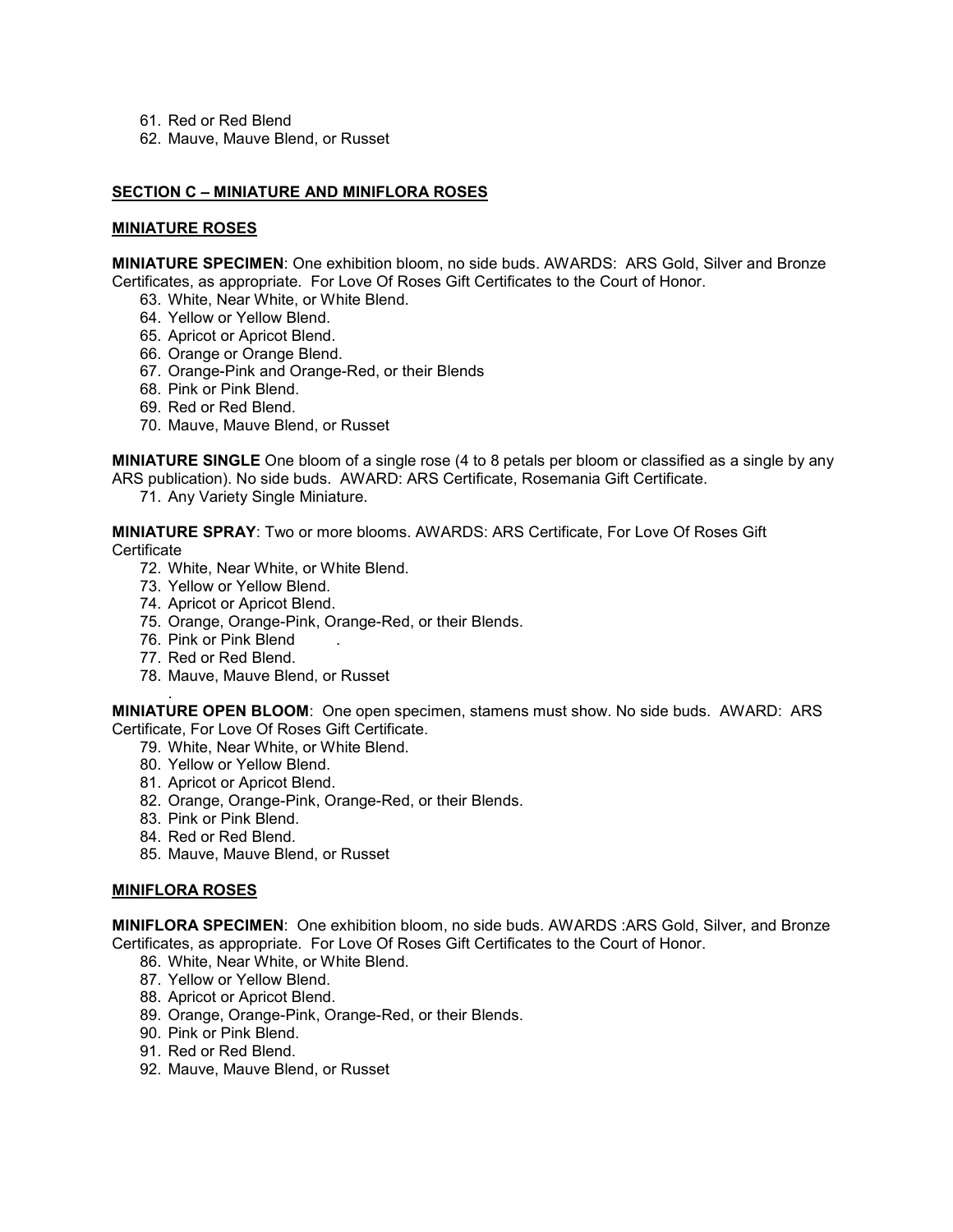61. Red or Red Blend
62. Mauve, Mauve Blend, or Russet

## SECTION C – MINIATURE AND MINIFLORA ROSES

### MINIATURE ROSES

**MINIATURE SPECIMEN**: One exhibition bloom, no side buds. AWARDS: ARS Gold, Silver and Bronze Certificates, as appropriate. For Love Of Roses Gift Certificates to the Court of Honor.

63. White, Near White, or White Blend.
64. Yellow or Yellow Blend.
65. Apricot or Apricot Blend.
66. Orange or Orange Blend.
67. Orange-Pink and Orange-Red, or their Blends
68. Pink or Pink Blend.
69. Red or Red Blend.
70. Mauve, Mauve Blend, or Russet

**MINIATURE SINGLE** One bloom of a single rose (4 to 8 petals per bloom or classified as a single by any ARS publication). No side buds. AWARD: ARS Certificate, Rosemania Gift Certificate.

71. Any Variety Single Miniature.

**MINIATURE SPRAY**: Two or more blooms. AWARDS: ARS Certificate, For Love Of Roses Gift Certificate

72. White, Near White, or White Blend.
73. Yellow or Yellow Blend.
74. Apricot or Apricot Blend.
75. Orange, Orange-Pink, Orange-Red, or their Blends.
76. Pink or Pink Blend .
77. Red or Red Blend.
78. Mauve, Mauve Blend, or Russet

**MINIATURE OPEN BLOOM**: One open specimen, stamens must show. No side buds. AWARD: ARS Certificate, For Love Of Roses Gift Certificate.

79. White, Near White, or White Blend.
80. Yellow or Yellow Blend.
81. Apricot or Apricot Blend.
82. Orange, Orange-Pink, Orange-Red, or their Blends.
83. Pink or Pink Blend.
84. Red or Red Blend.
85. Mauve, Mauve Blend, or Russet

### MINIFLORA ROSES

**MINIFLORA SPECIMEN**: One exhibition bloom, no side buds. AWARDS :ARS Gold, Silver, and Bronze Certificates, as appropriate. For Love Of Roses Gift Certificates to the Court of Honor.

86. White, Near White, or White Blend.
87. Yellow or Yellow Blend.
88. Apricot or Apricot Blend.
89. Orange, Orange-Pink, Orange-Red, or their Blends.
90. Pink or Pink Blend.
91. Red or Red Blend.
92. Mauve, Mauve Blend, or Russet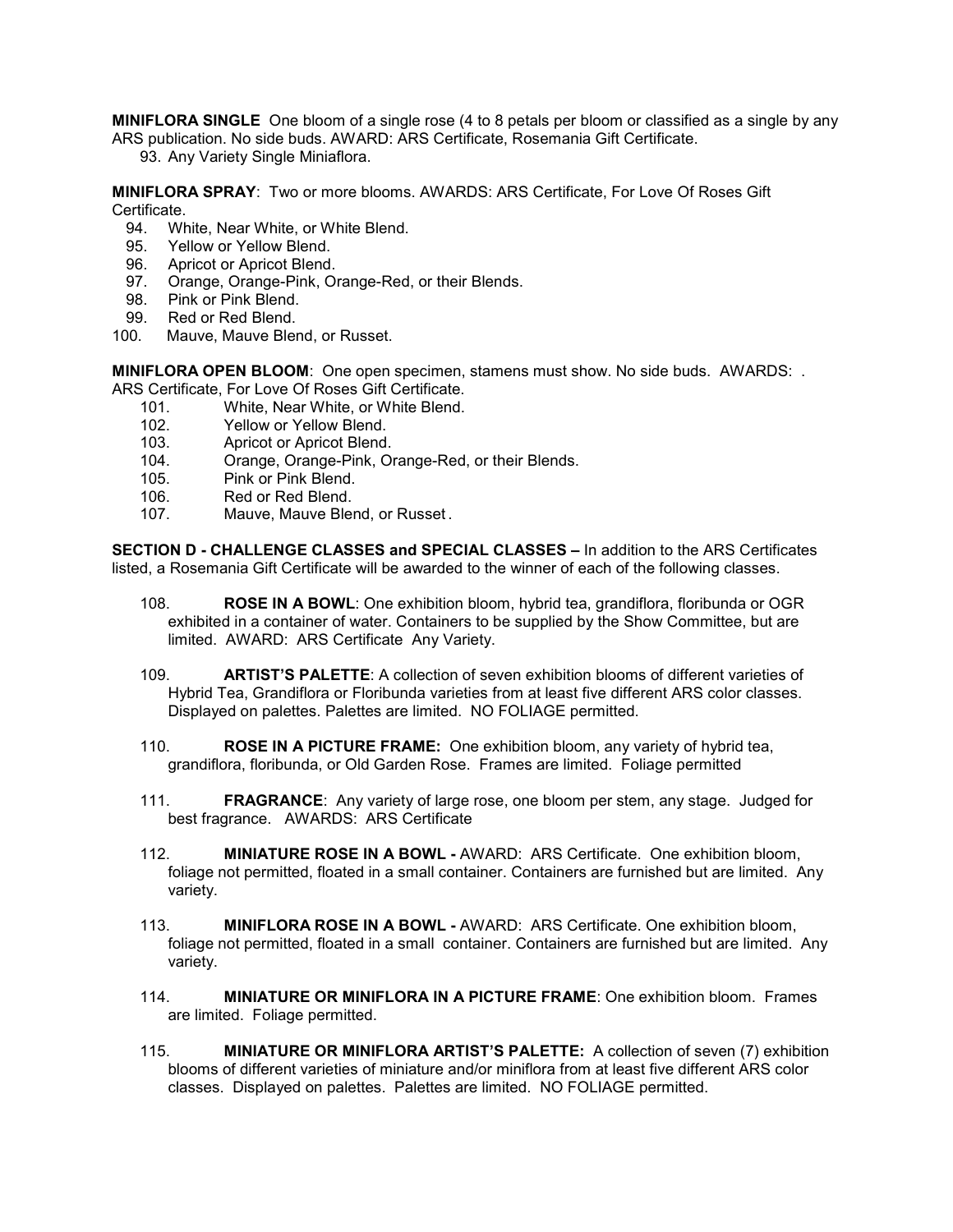**MINIFLORA SINGLE** One bloom of a single rose (4 to 8 petals per bloom or classified as a single by any ARS publication. No side buds. AWARD: ARS Certificate, Rosemania Gift Certificate.

93. Any Variety Single Miniaflora.

**MINIFLORA SPRAY**: Two or more blooms. AWARDS: ARS Certificate, For Love Of Roses Gift Certificate.

94. White, Near White, or White Blend.
95. Yellow or Yellow Blend.
96. Apricot or Apricot Blend.
97. Orange, Orange-Pink, Orange-Red, or their Blends.
98. Pink or Pink Blend.
99. Red or Red Blend.
100. Mauve, Mauve Blend, or Russet.

**MINIFLORA OPEN BLOOM**: One open specimen, stamens must show. No side buds. AWARDS: . ARS Certificate, For Love Of Roses Gift Certificate.

101. White, Near White, or White Blend.
102. Yellow or Yellow Blend.
103. Apricot or Apricot Blend.
104. Orange, Orange-Pink, Orange-Red, or their Blends.
105. Pink or Pink Blend.
106. Red or Red Blend.
107. Mauve, Mauve Blend, or Russet.

**SECTION D - CHALLENGE CLASSES and SPECIAL CLASSES –** In addition to the ARS Certificates listed, a Rosemania Gift Certificate will be awarded to the winner of each of the following classes.

108. **ROSE IN A BOWL**: One exhibition bloom, hybrid tea, grandiflora, floribunda or OGR exhibited in a container of water. Containers to be supplied by the Show Committee, but are limited. AWARD: ARS Certificate Any Variety.

109. **ARTIST'S PALETTE**: A collection of seven exhibition blooms of different varieties of Hybrid Tea, Grandiflora or Floribunda varieties from at least five different ARS color classes. Displayed on palettes. Palettes are limited. NO FOLIAGE permitted.

110. **ROSE IN A PICTURE FRAME:** One exhibition bloom, any variety of hybrid tea, grandiflora, floribunda, or Old Garden Rose. Frames are limited. Foliage permitted

111. **FRAGRANCE**: Any variety of large rose, one bloom per stem, any stage. Judged for best fragrance. AWARDS: ARS Certificate

112. **MINIATURE ROSE IN A BOWL -** AWARD: ARS Certificate. One exhibition bloom, foliage not permitted, floated in a small container. Containers are furnished but are limited. Any variety.

113. **MINIFLORA ROSE IN A BOWL -** AWARD: ARS Certificate. One exhibition bloom, foliage not permitted, floated in a small container. Containers are furnished but are limited. Any variety.

114. **MINIATURE OR MINIFLORA IN A PICTURE FRAME**: One exhibition bloom. Frames are limited. Foliage permitted.

115. **MINIATURE OR MINIFLORA ARTIST'S PALETTE:** A collection of seven (7) exhibition blooms of different varieties of miniature and/or miniflora from at least five different ARS color classes. Displayed on palettes. Palettes are limited. NO FOLIAGE permitted.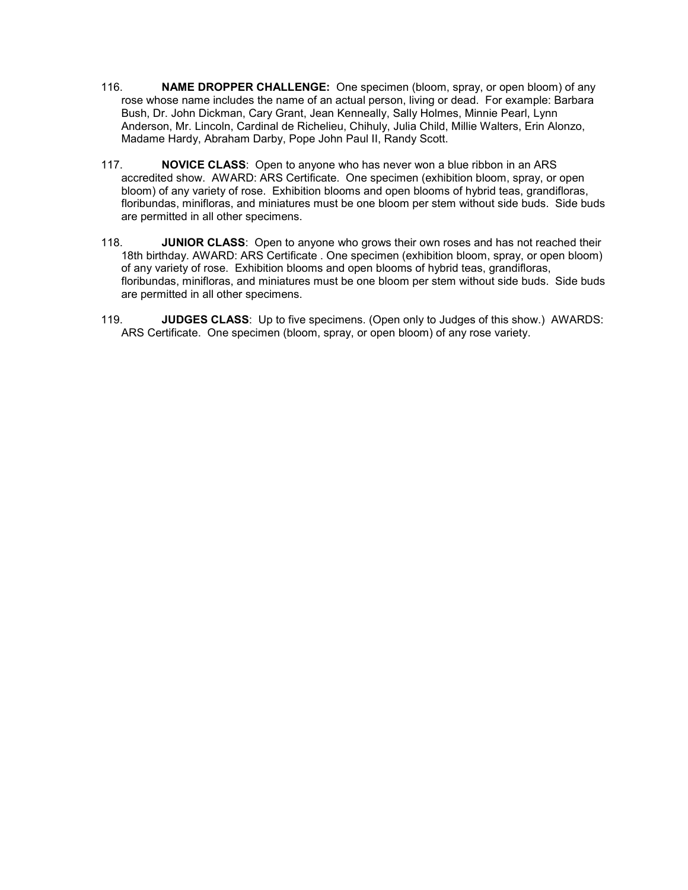116. **NAME DROPPER CHALLENGE:** One specimen (bloom, spray, or open bloom) of any rose whose name includes the name of an actual person, living or dead. For example: Barbara Bush, Dr. John Dickman, Cary Grant, Jean Kenneally, Sally Holmes, Minnie Pearl, Lynn Anderson, Mr. Lincoln, Cardinal de Richelieu, Chihuly, Julia Child, Millie Walters, Erin Alonzo, Madame Hardy, Abraham Darby, Pope John Paul II, Randy Scott.

117. **NOVICE CLASS**: Open to anyone who has never won a blue ribbon in an ARS accredited show. AWARD: ARS Certificate. One specimen (exhibition bloom, spray, or open bloom) of any variety of rose. Exhibition blooms and open blooms of hybrid teas, grandifloras, floribundas, minifloras, and miniatures must be one bloom per stem without side buds. Side buds are permitted in all other specimens.

118. **JUNIOR CLASS**: Open to anyone who grows their own roses and has not reached their 18th birthday. AWARD: ARS Certificate . One specimen (exhibition bloom, spray, or open bloom) of any variety of rose. Exhibition blooms and open blooms of hybrid teas, grandifloras, floribundas, minifloras, and miniatures must be one bloom per stem without side buds. Side buds are permitted in all other specimens.

119. **JUDGES CLASS**: Up to five specimens. (Open only to Judges of this show.) AWARDS: ARS Certificate. One specimen (bloom, spray, or open bloom) of any rose variety.